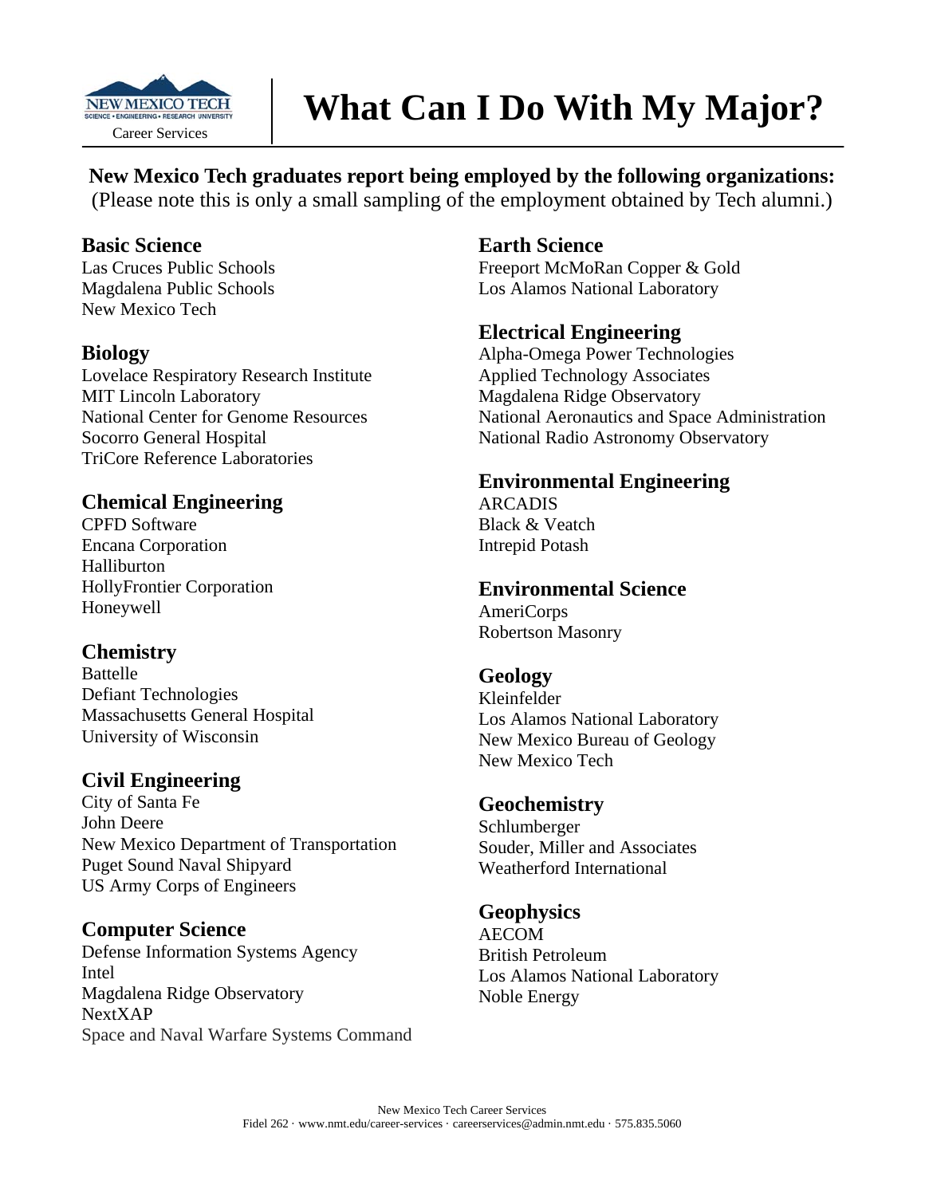# What Can I Do With My Major?

**New Mexico Tech graduates report being employed by the following organizations:**
(Please note this is only a small sampling of the employment obtained by Tech alumni.)

### Basic Science
Las Cruces Public Schools
Magdalena Public Schools
New Mexico Tech

### Biology
Lovelace Respiratory Research Institute
MIT Lincoln Laboratory
National Center for Genome Resources
Socorro General Hospital
TriCore Reference Laboratories

### Chemical Engineering
CPFD Software
Encana Corporation
Halliburton
HollyFrontier Corporation
Honeywell

### Chemistry
Battelle
Defiant Technologies
Massachusetts General Hospital
University of Wisconsin

### Civil Engineering
City of Santa Fe
John Deere
New Mexico Department of Transportation
Puget Sound Naval Shipyard
US Army Corps of Engineers

### Computer Science
Defense Information Systems Agency
Intel
Magdalena Ridge Observatory
NextXAP
Space and Naval Warfare Systems Command

### Earth Science
Freeport McMoRan Copper & Gold
Los Alamos National Laboratory

### Electrical Engineering
Alpha-Omega Power Technologies
Applied Technology Associates
Magdalena Ridge Observatory
National Aeronautics and Space Administration
National Radio Astronomy Observatory

### Environmental Engineering
ARCADIS
Black & Veatch
Intrepid Potash

### Environmental Science
AmeriCorps
Robertson Masonry

### Geology
Kleinfelder
Los Alamos National Laboratory
New Mexico Bureau of Geology
New Mexico Tech

### Geochemistry
Schlumberger
Souder, Miller and Associates
Weatherford International

### Geophysics
AECOM
British Petroleum
Los Alamos National Laboratory
Noble Energy

New Mexico Tech Career Services
Fidel 262 · www.nmt.edu/career-services · careerservices@admin.nmt.edu · 575.835.5060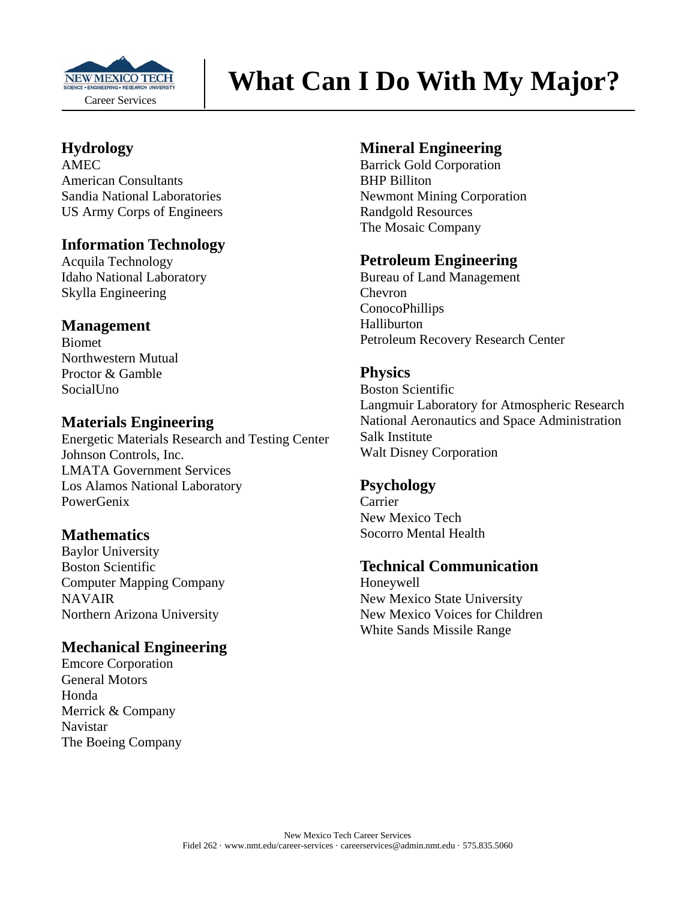# What Can I Do With My Major?

## Hydrology

AMEC
American Consultants
Sandia National Laboratories
US Army Corps of Engineers

## Information Technology

Acquila Technology
Idaho National Laboratory
Skylla Engineering

## Management

Biomet
Northwestern Mutual
Proctor & Gamble
SocialUno

## Materials Engineering

Energetic Materials Research and Testing Center
Johnson Controls, Inc.
LMATA Government Services
Los Alamos National Laboratory
PowerGenix

## Mathematics

Baylor University
Boston Scientific
Computer Mapping Company
NAVAIR
Northern Arizona University

## Mechanical Engineering

Emcore Corporation
General Motors
Honda
Merrick & Company
Navistar
The Boeing Company

## Mineral Engineering

Barrick Gold Corporation
BHP Billiton
Newmont Mining Corporation
Randgold Resources
The Mosaic Company

## Petroleum Engineering

Bureau of Land Management
Chevron
ConocoPhillips
Halliburton
Petroleum Recovery Research Center

## Physics

Boston Scientific
Langmuir Laboratory for Atmospheric Research
National Aeronautics and Space Administration
Salk Institute
Walt Disney Corporation

## Psychology

Carrier
New Mexico Tech
Socorro Mental Health

## Technical Communication

Honeywell
New Mexico State University
New Mexico Voices for Children
White Sands Missile Range